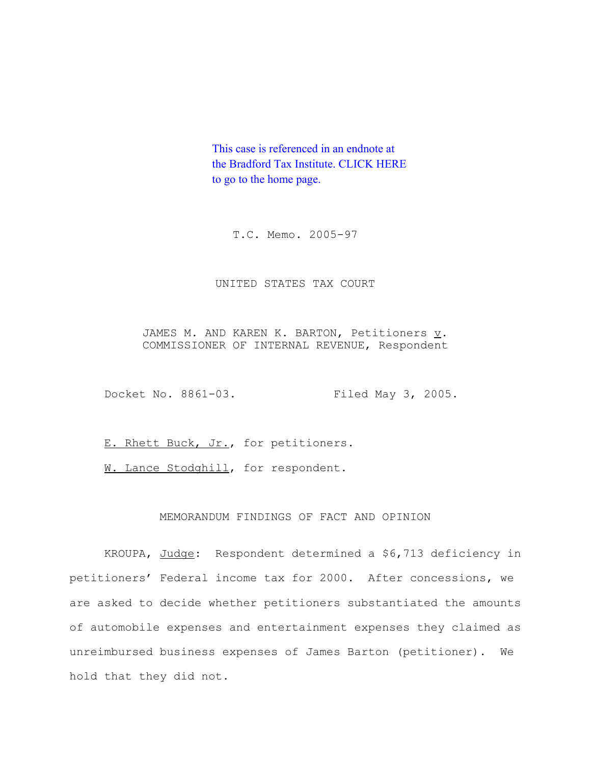This case is referenced in an endnote at the Bradford Tax Institute. CLICK HERE to go to the home page.

T.C. Memo. 2005-97

UNITED STATES TAX COURT

JAMES M. AND KAREN K. BARTON, Petitioners *v.* COMMISSIONER OF INTERNAL REVENUE, Respondent

Docket No. 8861-03. Filed May 3, 2005.

E. Rhett Buck, Jr., for petitioners.

W. Lance Stodghill, for respondent.

MEMORANDUM FINDINGS OF FACT AND OPINION

KROUPA, *Judge*: Respondent determined a $6,713 deficiency in petitioners' Federal income tax for 2000. After concessions, we are asked to decide whether petitioners substantiated the amounts of automobile expenses and entertainment expenses they claimed as unreimbursed business expenses of James Barton (petitioner). We hold that they did not.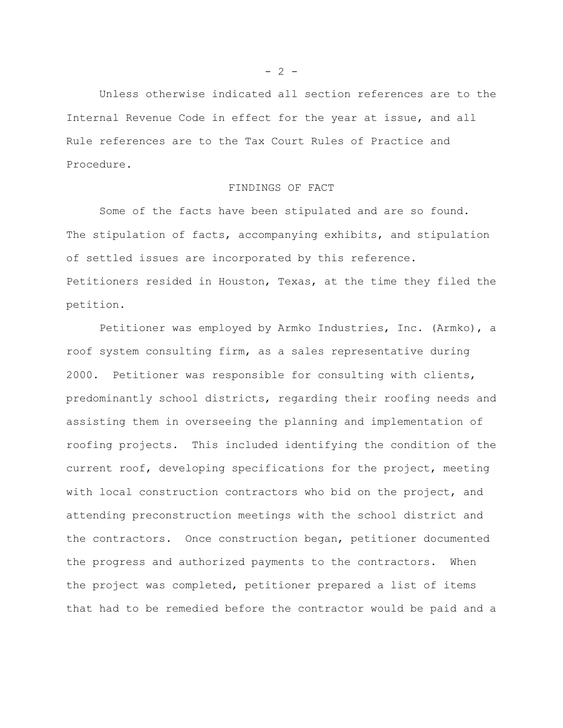Unless otherwise indicated all section references are to the Internal Revenue Code in effect for the year at issue, and all Rule references are to the Tax Court Rules of Practice and Procedure.

## FINDINGS OF FACT

Some of the facts have been stipulated and are so found. The stipulation of facts, accompanying exhibits, and stipulation of settled issues are incorporated by this reference. Petitioners resided in Houston, Texas, at the time they filed the petition.

Petitioner was employed by Armko Industries, Inc. (Armko), a roof system consulting firm, as a sales representative during 2000. Petitioner was responsible for consulting with clients, predominantly school districts, regarding their roofing needs and assisting them in overseeing the planning and implementation of roofing projects. This included identifying the condition of the current roof, developing specifications for the project, meeting with local construction contractors who bid on the project, and attending preconstruction meetings with the school district and the contractors. Once construction began, petitioner documented the progress and authorized payments to the contractors. When the project was completed, petitioner prepared a list of items that had to be remedied before the contractor would be paid and a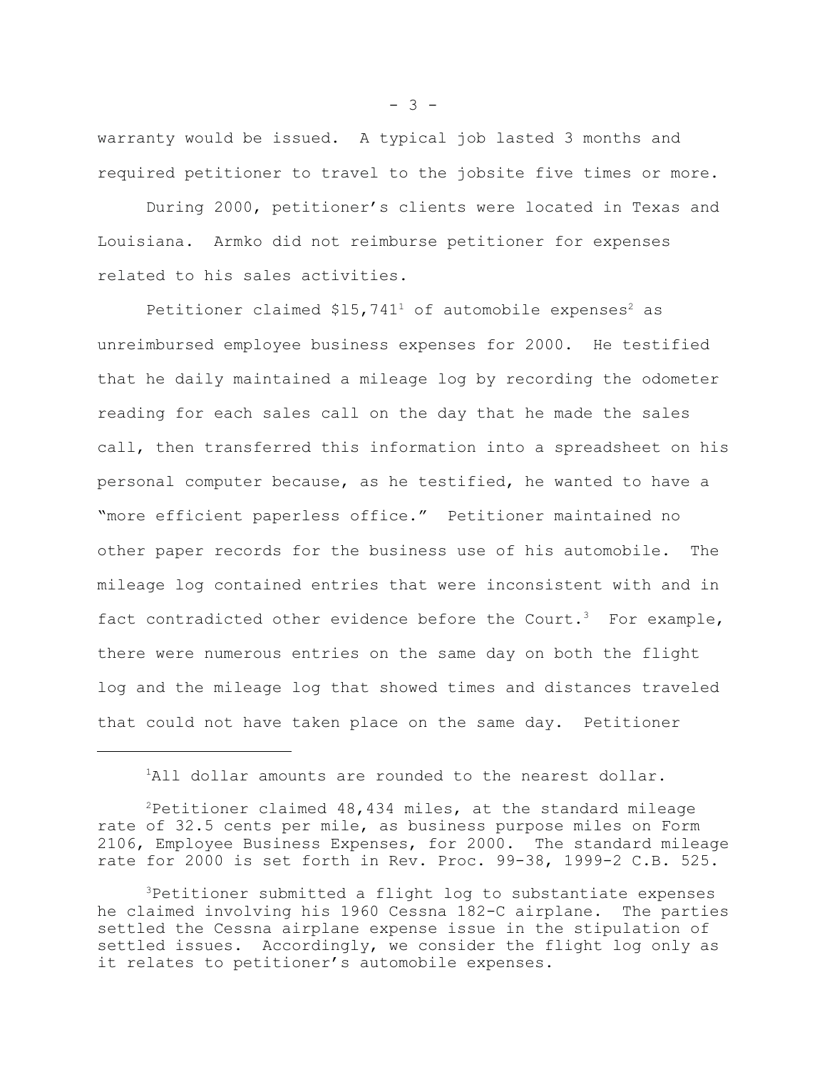warranty would be issued. A typical job lasted 3 months and required petitioner to travel to the jobsite five times or more.

During 2000, petitioner's clients were located in Texas and Louisiana. Armko did not reimburse petitioner for expenses related to his sales activities.

Petitioner claimed $15,741[1] of automobile expenses[2] as unreimbursed employee business expenses for 2000. He testified that he daily maintained a mileage log by recording the odometer reading for each sales call on the day that he made the sales call, then transferred this information into a spreadsheet on his personal computer because, as he testified, he wanted to have a "more efficient paperless office." Petitioner maintained no other paper records for the business use of his automobile. The mileage log contained entries that were inconsistent with and in fact contradicted other evidence before the Court.[3] For example, there were numerous entries on the same day on both the flight log and the mileage log that showed times and distances traveled that could not have taken place on the same day. Petitioner

---

[1]All dollar amounts are rounded to the nearest dollar.

[2]Petitioner claimed 48,434 miles, at the standard mileage rate of 32.5 cents per mile, as business purpose miles on Form 2106, Employee Business Expenses, for 2000. The standard mileage rate for 2000 is set forth in Rev. Proc. 99-38, 1999-2 C.B. 525.

[3]Petitioner submitted a flight log to substantiate expenses he claimed involving his 1960 Cessna 182-C airplane. The parties settled the Cessna airplane expense issue in the stipulation of settled issues. Accordingly, we consider the flight log only as it relates to petitioner's automobile expenses.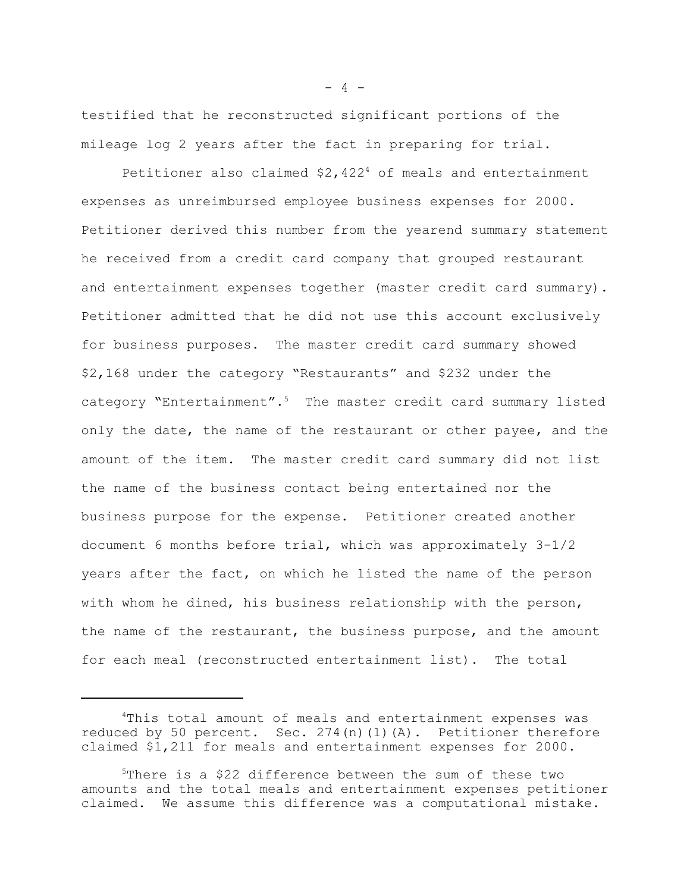testified that he reconstructed significant portions of the mileage log 2 years after the fact in preparing for trial.

Petitioner also claimed $2,422[4] of meals and entertainment expenses as unreimbursed employee business expenses for 2000. Petitioner derived this number from the yearend summary statement he received from a credit card company that grouped restaurant and entertainment expenses together (master credit card summary). Petitioner admitted that he did not use this account exclusively for business purposes. The master credit card summary showed $2,168 under the category "Restaurants" and $232 under the category "Entertainment".[5] The master credit card summary listed only the date, the name of the restaurant or other payee, and the amount of the item. The master credit card summary did not list the name of the business contact being entertained nor the business purpose for the expense. Petitioner created another document 6 months before trial, which was approximately 3-1/2 years after the fact, on which he listed the name of the person with whom he dined, his business relationship with the person, the name of the restaurant, the business purpose, and the amount for each meal (reconstructed entertainment list). The total

---

[4]This total amount of meals and entertainment expenses was reduced by 50 percent. Sec. 274(n)(1)(A). Petitioner therefore claimed $1,211 for meals and entertainment expenses for 2000.

[5]There is a $22 difference between the sum of these two amounts and the total meals and entertainment expenses petitioner claimed. We assume this difference was a computational mistake.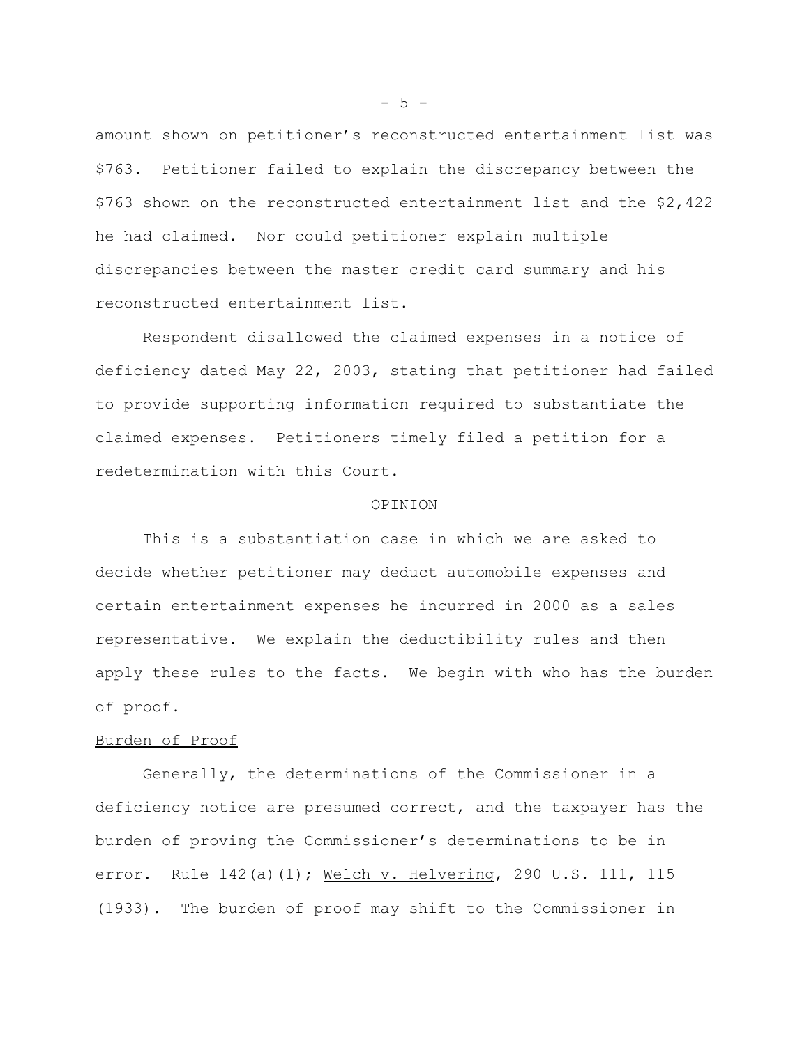amount shown on petitioner’s reconstructed entertainment list was $763. Petitioner failed to explain the discrepancy between the $763 shown on the reconstructed entertainment list and the $2,422 he had claimed. Nor could petitioner explain multiple discrepancies between the master credit card summary and his reconstructed entertainment list.

Respondent disallowed the claimed expenses in a notice of deficiency dated May 22, 2003, stating that petitioner had failed to provide supporting information required to substantiate the claimed expenses. Petitioners timely filed a petition for a redetermination with this Court.

OPINION

This is a substantiation case in which we are asked to decide whether petitioner may deduct automobile expenses and certain entertainment expenses he incurred in 2000 as a sales representative. We explain the deductibility rules and then apply these rules to the facts. We begin with who has the burden of proof.

Burden of Proof

Generally, the determinations of the Commissioner in a deficiency notice are presumed correct, and the taxpayer has the burden of proving the Commissioner’s determinations to be in error. Rule 142(a)(1); Welch v. Helvering, 290 U.S. 111, 115 (1933). The burden of proof may shift to the Commissioner in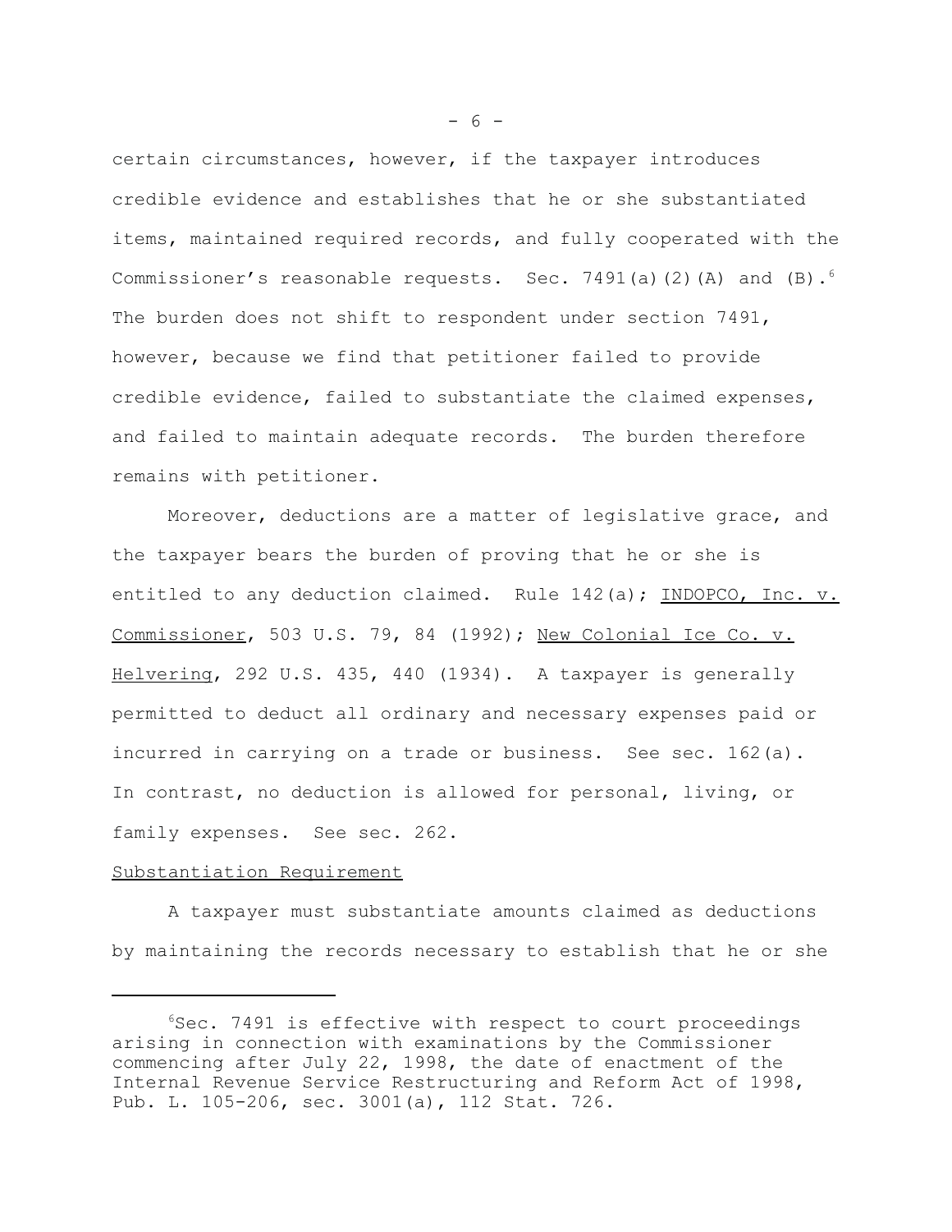certain circumstances, however, if the taxpayer introduces credible evidence and establishes that he or she substantiated items, maintained required records, and fully cooperated with the Commissioner's reasonable requests. Sec. 7491(a)(2)(A) and (B).[6] The burden does not shift to respondent under section 7491, however, because we find that petitioner failed to provide credible evidence, failed to substantiate the claimed expenses, and failed to maintain adequate records. The burden therefore remains with petitioner.

Moreover, deductions are a matter of legislative grace, and the taxpayer bears the burden of proving that he or she is entitled to any deduction claimed. Rule 142(a); INDOPCO, Inc. v. Commissioner, 503 U.S. 79, 84 (1992); New Colonial Ice Co. v. Helvering, 292 U.S. 435, 440 (1934). A taxpayer is generally permitted to deduct all ordinary and necessary expenses paid or incurred in carrying on a trade or business. See sec. 162(a). In contrast, no deduction is allowed for personal, living, or family expenses. See sec. 262.

Substantiation Requirement

A taxpayer must substantiate amounts claimed as deductions by maintaining the records necessary to establish that he or she

---

[6]Sec. 7491 is effective with respect to court proceedings arising in connection with examinations by the Commissioner commencing after July 22, 1998, the date of enactment of the Internal Revenue Service Restructuring and Reform Act of 1998, Pub. L. 105-206, sec. 3001(a), 112 Stat. 726.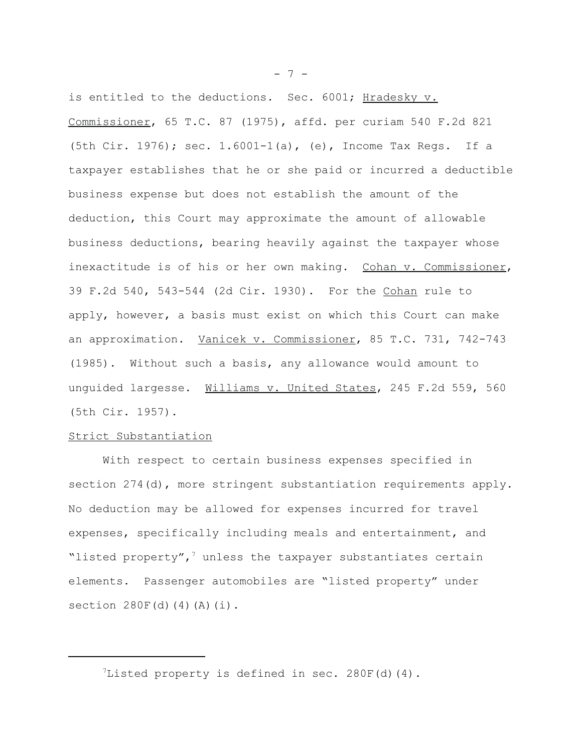is entitled to the deductions. Sec. 6001; Hradesky v. Commissioner, 65 T.C. 87 (1975), affd. per curiam 540 F.2d 821 (5th Cir. 1976); sec. 1.6001-1(a), (e), Income Tax Regs. If a taxpayer establishes that he or she paid or incurred a deductible business expense but does not establish the amount of the deduction, this Court may approximate the amount of allowable business deductions, bearing heavily against the taxpayer whose inexactitude is of his or her own making. Cohan v. Commissioner, 39 F.2d 540, 543-544 (2d Cir. 1930). For the Cohan rule to apply, however, a basis must exist on which this Court can make an approximation. Vanicek v. Commissioner, 85 T.C. 731, 742-743 (1985). Without such a basis, any allowance would amount to unguided largesse. Williams v. United States, 245 F.2d 559, 560 (5th Cir. 1957).

Strict Substantiation

With respect to certain business expenses specified in section 274(d), more stringent substantiation requirements apply. No deduction may be allowed for expenses incurred for travel expenses, specifically including meals and entertainment, and "listed property",[7] unless the taxpayer substantiates certain elements. Passenger automobiles are "listed property" under section 280F(d)(4)(A)(i).

---

[7]Listed property is defined in sec. 280F(d)(4).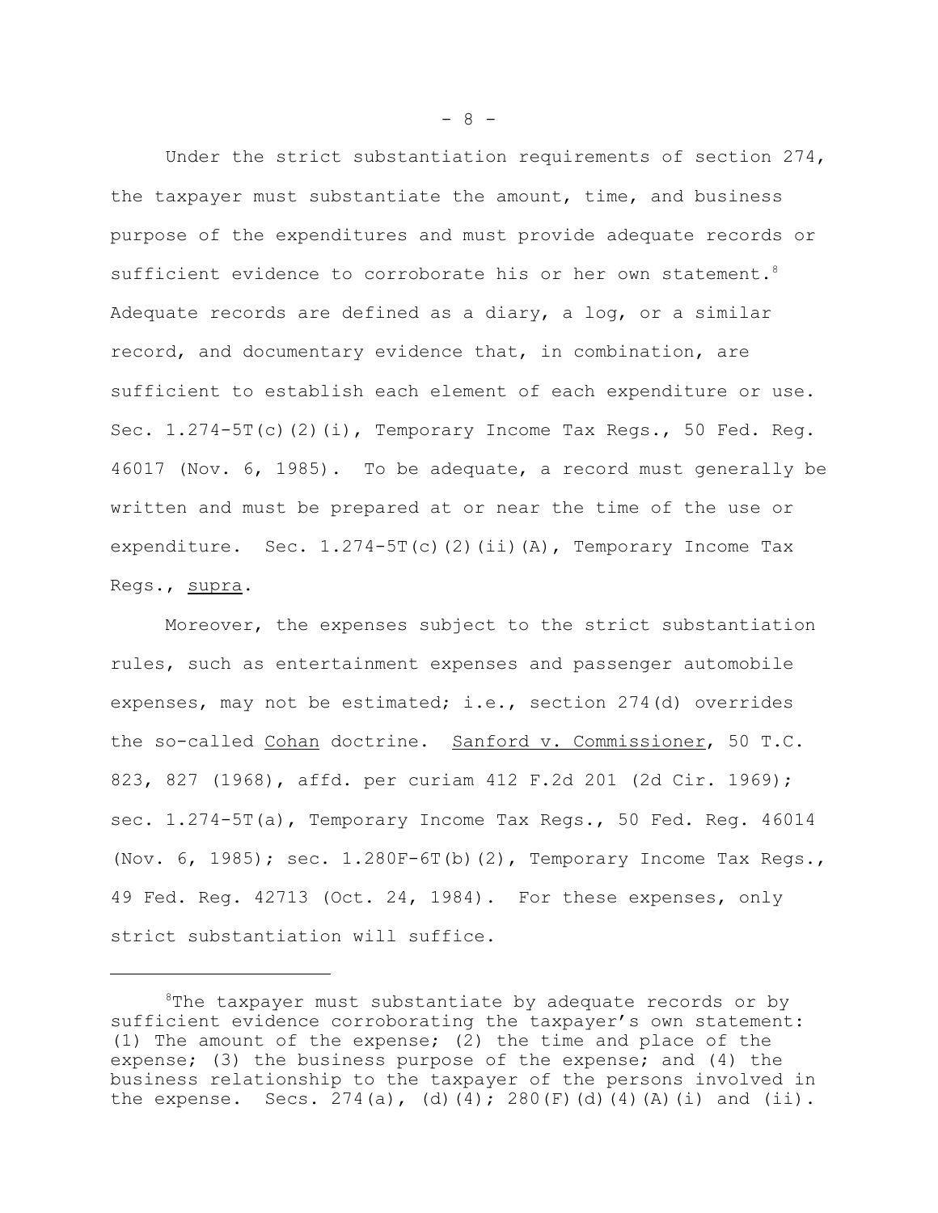Under the strict substantiation requirements of section 274, the taxpayer must substantiate the amount, time, and business purpose of the expenditures and must provide adequate records or sufficient evidence to corroborate his or her own statement.[8] Adequate records are defined as a diary, a log, or a similar record, and documentary evidence that, in combination, are sufficient to establish each element of each expenditure or use. Sec. 1.274-5T(c)(2)(i), Temporary Income Tax Regs., 50 Fed. Reg. 46017 (Nov. 6, 1985). To be adequate, a record must generally be written and must be prepared at or near the time of the use or expenditure. Sec. 1.274-5T(c)(2)(ii)(A), Temporary Income Tax Regs., supra.

Moreover, the expenses subject to the strict substantiation rules, such as entertainment expenses and passenger automobile expenses, may not be estimated; i.e., section 274(d) overrides the so-called Cohan doctrine. Sanford v. Commissioner, 50 T.C. 823, 827 (1968), affd. per curiam 412 F.2d 201 (2d Cir. 1969); sec. 1.274-5T(a), Temporary Income Tax Regs., 50 Fed. Reg. 46014 (Nov. 6, 1985); sec. 1.280F-6T(b)(2), Temporary Income Tax Regs., 49 Fed. Reg. 42713 (Oct. 24, 1984). For these expenses, only strict substantiation will suffice.

---

[8] The taxpayer must substantiate by adequate records or by sufficient evidence corroborating the taxpayer's own statement: (1) The amount of the expense; (2) the time and place of the expense; (3) the business purpose of the expense; and (4) the business relationship to the taxpayer of the persons involved in the expense. Secs. 274(a), (d)(4); 280(F)(d)(4)(A)(i) and (ii).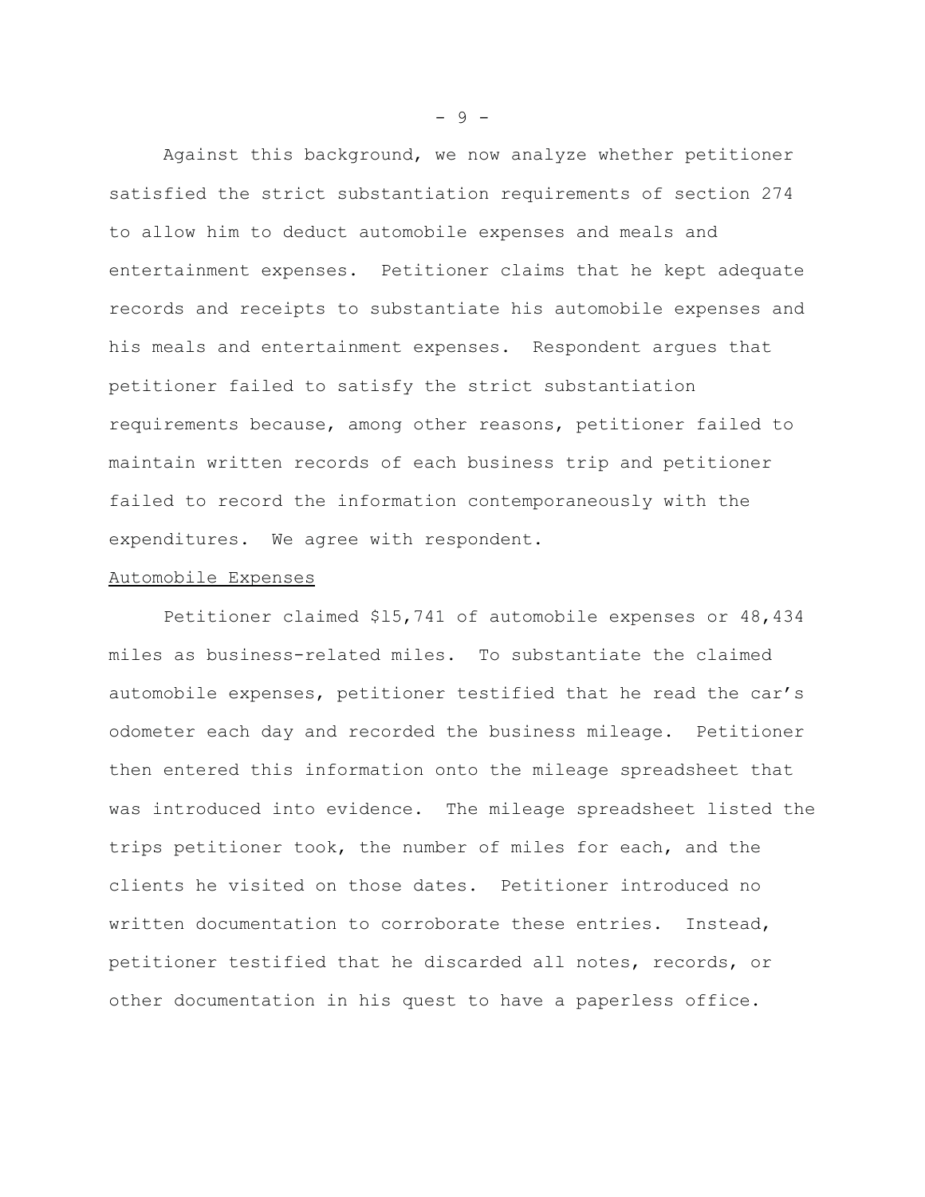Against this background, we now analyze whether petitioner satisfied the strict substantiation requirements of section 274 to allow him to deduct automobile expenses and meals and entertainment expenses. Petitioner claims that he kept adequate records and receipts to substantiate his automobile expenses and his meals and entertainment expenses. Respondent argues that petitioner failed to satisfy the strict substantiation requirements because, among other reasons, petitioner failed to maintain written records of each business trip and petitioner failed to record the information contemporaneously with the expenditures. We agree with respondent.

Automobile Expenses

Petitioner claimed $15,741 of automobile expenses or 48,434 miles as business-related miles. To substantiate the claimed automobile expenses, petitioner testified that he read the car's odometer each day and recorded the business mileage. Petitioner then entered this information onto the mileage spreadsheet that was introduced into evidence. The mileage spreadsheet listed the trips petitioner took, the number of miles for each, and the clients he visited on those dates. Petitioner introduced no written documentation to corroborate these entries. Instead, petitioner testified that he discarded all notes, records, or other documentation in his quest to have a paperless office.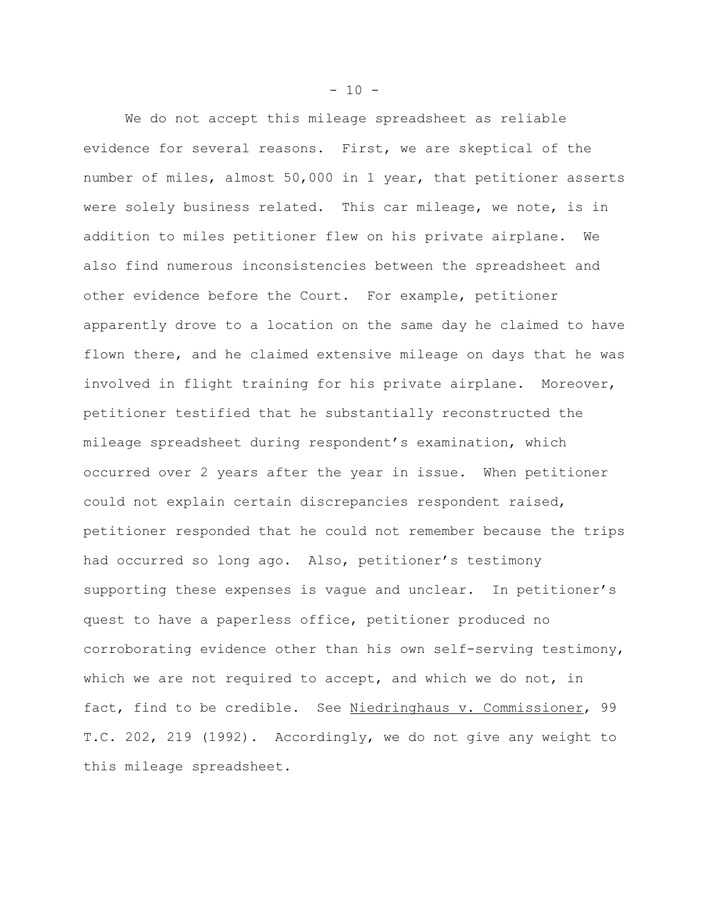We do not accept this mileage spreadsheet as reliable evidence for several reasons. First, we are skeptical of the number of miles, almost 50,000 in 1 year, that petitioner asserts were solely business related. This car mileage, we note, is in addition to miles petitioner flew on his private airplane. We also find numerous inconsistencies between the spreadsheet and other evidence before the Court. For example, petitioner apparently drove to a location on the same day he claimed to have flown there, and he claimed extensive mileage on days that he was involved in flight training for his private airplane. Moreover, petitioner testified that he substantially reconstructed the mileage spreadsheet during respondent's examination, which occurred over 2 years after the year in issue. When petitioner could not explain certain discrepancies respondent raised, petitioner responded that he could not remember because the trips had occurred so long ago. Also, petitioner's testimony supporting these expenses is vague and unclear. In petitioner's quest to have a paperless office, petitioner produced no corroborating evidence other than his own self-serving testimony, which we are not required to accept, and which we do not, in fact, find to be credible. See Niedringhaus v. Commissioner, 99 T.C. 202, 219 (1992). Accordingly, we do not give any weight to this mileage spreadsheet.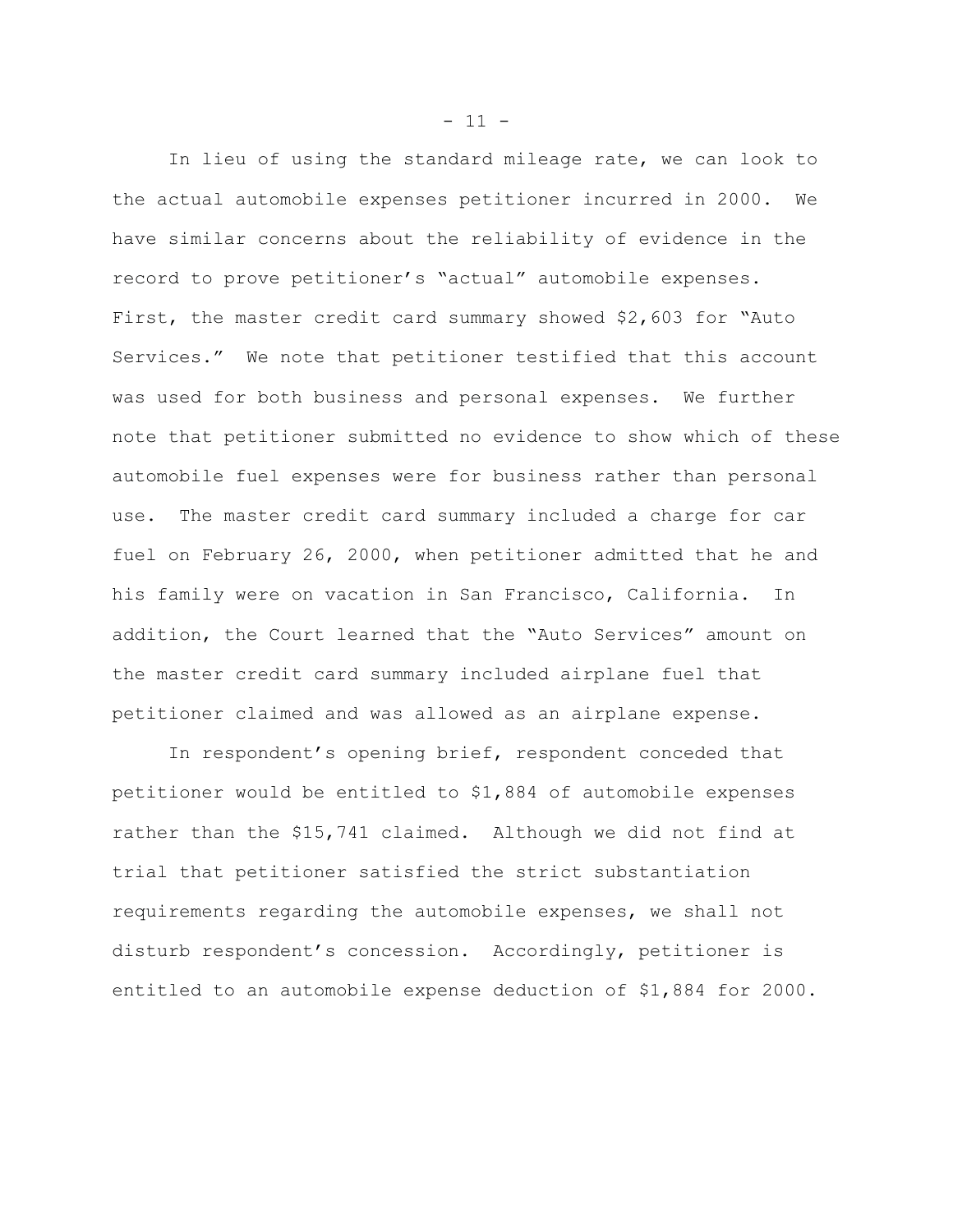In lieu of using the standard mileage rate, we can look to the actual automobile expenses petitioner incurred in 2000. We have similar concerns about the reliability of evidence in the record to prove petitioner's "actual" automobile expenses. First, the master credit card summary showed $2,603 for "Auto Services." We note that petitioner testified that this account was used for both business and personal expenses. We further note that petitioner submitted no evidence to show which of these automobile fuel expenses were for business rather than personal use. The master credit card summary included a charge for car fuel on February 26, 2000, when petitioner admitted that he and his family were on vacation in San Francisco, California. In addition, the Court learned that the "Auto Services" amount on the master credit card summary included airplane fuel that petitioner claimed and was allowed as an airplane expense.

In respondent's opening brief, respondent conceded that petitioner would be entitled to $1,884 of automobile expenses rather than the $15,741 claimed. Although we did not find at trial that petitioner satisfied the strict substantiation requirements regarding the automobile expenses, we shall not disturb respondent's concession. Accordingly, petitioner is entitled to an automobile expense deduction of $1,884 for 2000.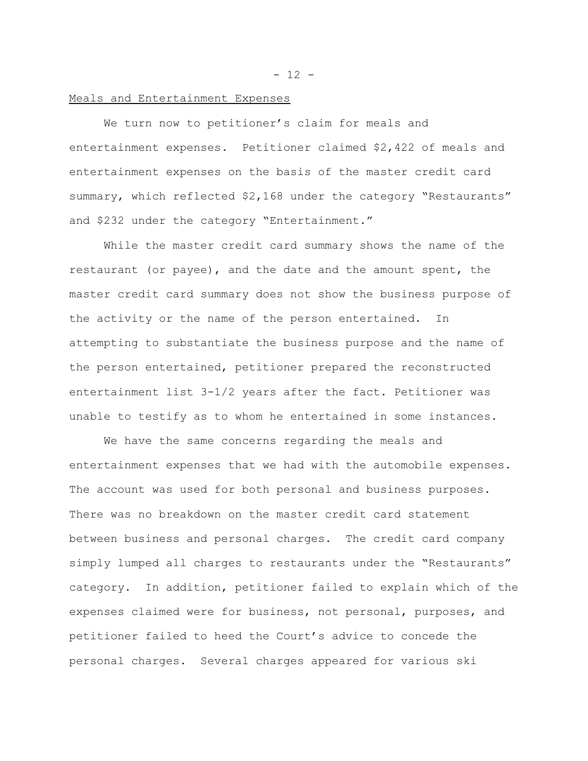## Meals and Entertainment Expenses

We turn now to petitioner's claim for meals and entertainment expenses. Petitioner claimed $2,422 of meals and entertainment expenses on the basis of the master credit card summary, which reflected $2,168 under the category "Restaurants" and $232 under the category "Entertainment."

While the master credit card summary shows the name of the restaurant (or payee), and the date and the amount spent, the master credit card summary does not show the business purpose of the activity or the name of the person entertained. In attempting to substantiate the business purpose and the name of the person entertained, petitioner prepared the reconstructed entertainment list 3-1/2 years after the fact. Petitioner was unable to testify as to whom he entertained in some instances.

We have the same concerns regarding the meals and entertainment expenses that we had with the automobile expenses. The account was used for both personal and business purposes. There was no breakdown on the master credit card statement between business and personal charges. The credit card company simply lumped all charges to restaurants under the "Restaurants" category. In addition, petitioner failed to explain which of the expenses claimed were for business, not personal, purposes, and petitioner failed to heed the Court's advice to concede the personal charges. Several charges appeared for various ski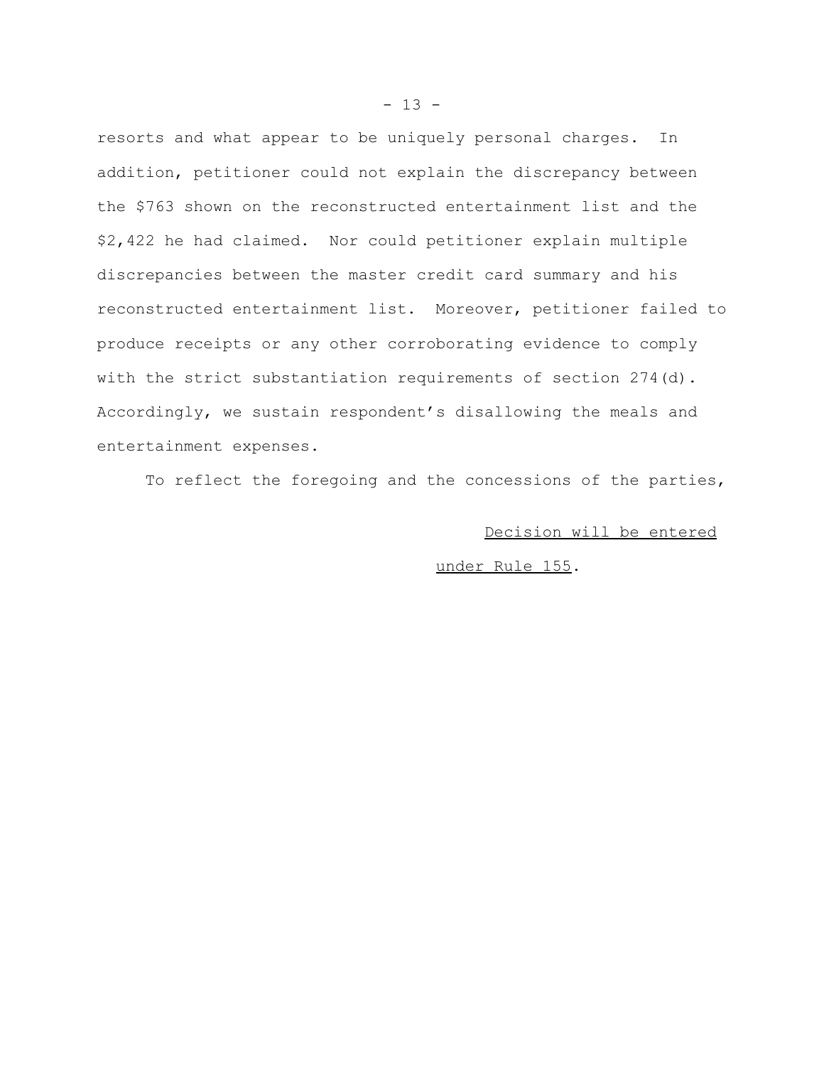resorts and what appear to be uniquely personal charges. In addition, petitioner could not explain the discrepancy between the $763 shown on the reconstructed entertainment list and the $2,422 he had claimed. Nor could petitioner explain multiple discrepancies between the master credit card summary and his reconstructed entertainment list. Moreover, petitioner failed to produce receipts or any other corroborating evidence to comply with the strict substantiation requirements of section 274(d). Accordingly, we sustain respondent's disallowing the meals and entertainment expenses.

To reflect the foregoing and the concessions of the parties,

Decision will be entered under Rule 155.